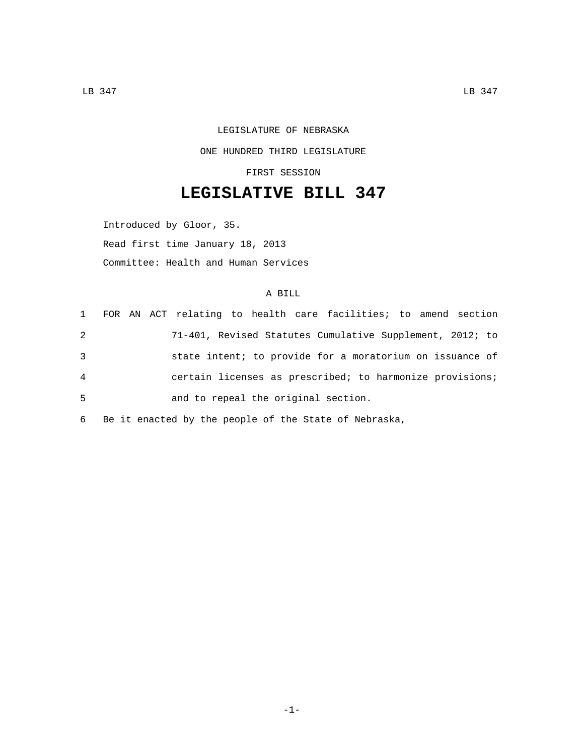LEGISLATURE OF NEBRASKA

ONE HUNDRED THIRD LEGISLATURE

FIRST SESSION

# LEGISLATIVE BILL 347

Introduced by Gloor, 35.

Read first time January 18, 2013

Committee: Health and Human Services

A BILL

1 FOR AN ACT relating to health care facilities; to amend section
2 71-401, Revised Statutes Cumulative Supplement, 2012; to
3 state intent; to provide for a moratorium on issuance of
4 certain licenses as prescribed; to harmonize provisions;
5 and to repeal the original section.

6 Be it enacted by the people of the State of Nebraska,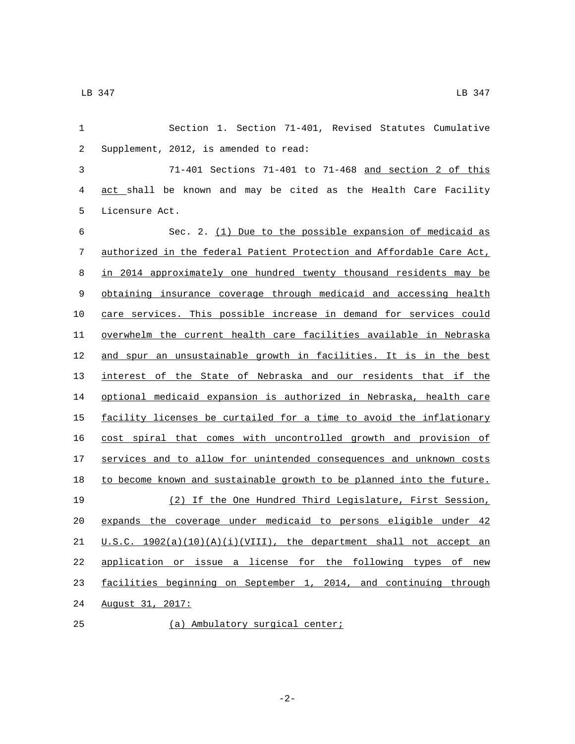Section 1. Section 71-401, Revised Statutes Cumulative Supplement, 2012, is amended to read:

71-401 Sections 71-401 to 71-468 <u>and section 2 of this act</u> shall be known and may be cited as the Health Care Facility Licensure Act.

Sec. 2. <u>(1) Due to the possible expansion of medicaid as authorized in the federal Patient Protection and Affordable Care Act, in 2014 approximately one hundred twenty thousand residents may be obtaining insurance coverage through medicaid and accessing health care services. This possible increase in demand for services could overwhelm the current health care facilities available in Nebraska and spur an unsustainable growth in facilities. It is in the best interest of the State of Nebraska and our residents that if the optional medicaid expansion is authorized in Nebraska, health care facility licenses be curtailed for a time to avoid the inflationary cost spiral that comes with uncontrolled growth and provision of services and to allow for unintended consequences and unknown costs to become known and sustainable growth to be planned into the future.</u>

<u>(2) If the One Hundred Third Legislature, First Session, expands the coverage under medicaid to persons eligible under 42 U.S.C. 1902(a)(10)(A)(i)(VIII), the department shall not accept an application or issue a license for the following types of new facilities beginning on September 1, 2014, and continuing through August 31, 2017:</u>

<u>(a) Ambulatory surgical center;</u>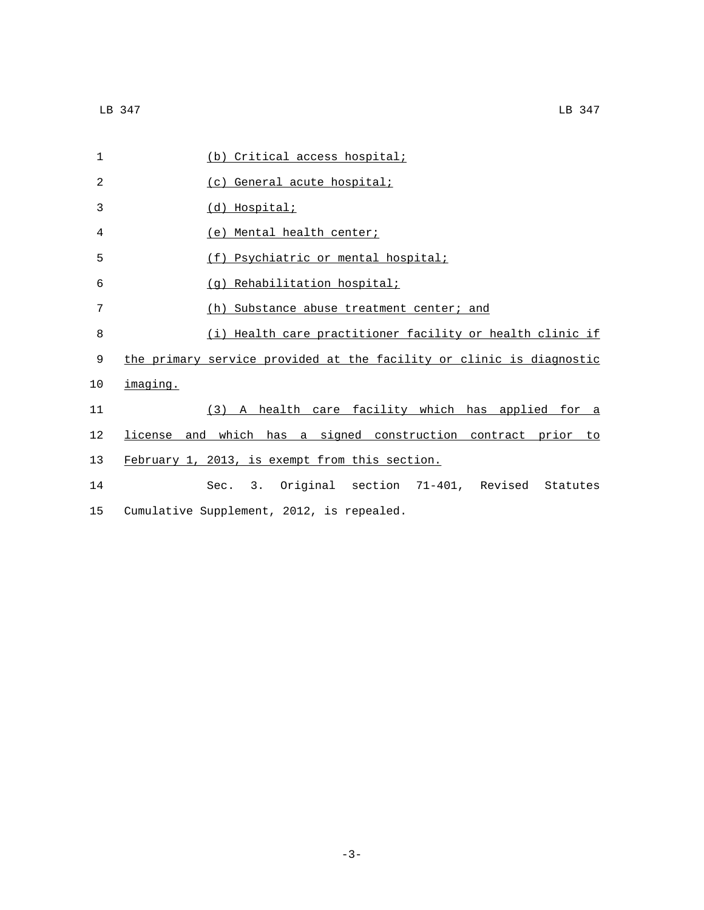(b) Critical access hospital;

(c) General acute hospital;

(d) Hospital;

(e) Mental health center;

(f) Psychiatric or mental hospital;

(g) Rehabilitation hospital;

(h) Substance abuse treatment center; and

(i) Health care practitioner facility or health clinic if the primary service provided at the facility or clinic is diagnostic imaging.

(3) A health care facility which has applied for a license and which has a signed construction contract prior to February 1, 2013, is exempt from this section.

Sec. 3. Original section 71-401, Revised Statutes Cumulative Supplement, 2012, is repealed.